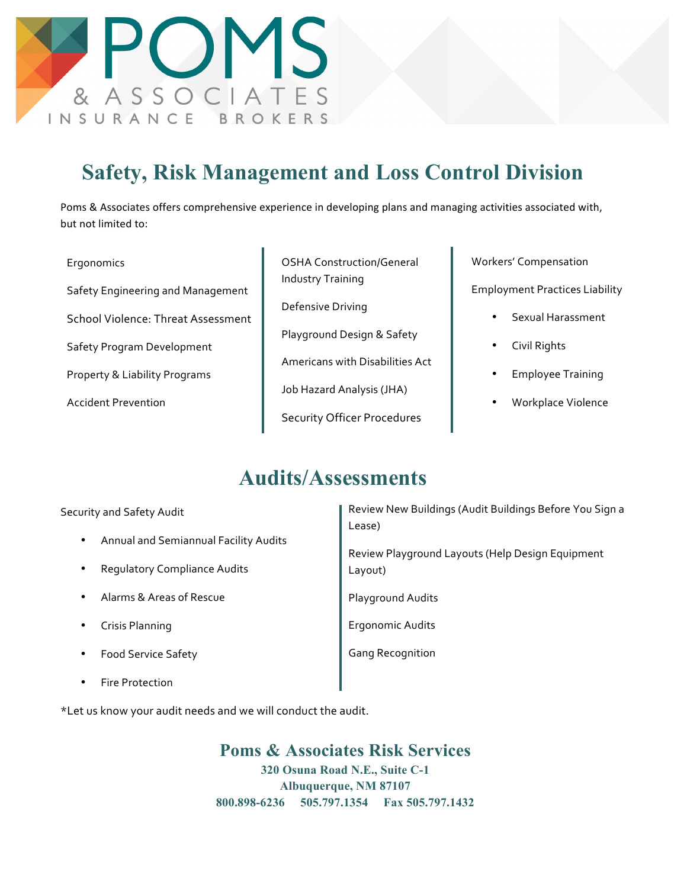POMS
& ASSOCIATES
INSURANCE BROKERS

# Safety, Risk Management and Loss Control Division

Poms & Associates offers comprehensive experience in developing plans and managing activities associated with, but not limited to:

Ergonomics

Safety Engineering and Management

School Violence: Threat Assessment

Safety Program Development

Property & Liability Programs

Accident Prevention

OSHA Construction/General Industry Training

Defensive Driving

Playground Design & Safety

Americans with Disabilities Act

Job Hazard Analysis (JHA)

Security Officer Procedures

Workers' Compensation

Employment Practices Liability

- Sexual Harassment
- Civil Rights
- Employee Training
- Workplace Violence

# Audits/Assessments

Security and Safety Audit

- Annual and Semiannual Facility Audits
- Regulatory Compliance Audits
- Alarms & Areas of Rescue
- Crisis Planning
- Food Service Safety
- Fire Protection

Review New Buildings (Audit Buildings Before You Sign a Lease)

Review Playground Layouts (Help Design Equipment Layout)

Playground Audits

Ergonomic Audits

Gang Recognition

*Let us know your audit needs and we will conduct the audit.

## Poms & Associates Risk Services

**320 Osuna Road N.E., Suite C-1**
**Albuquerque, NM 87107**
**800.898-6236 505.797.1354 Fax 505.797.1432**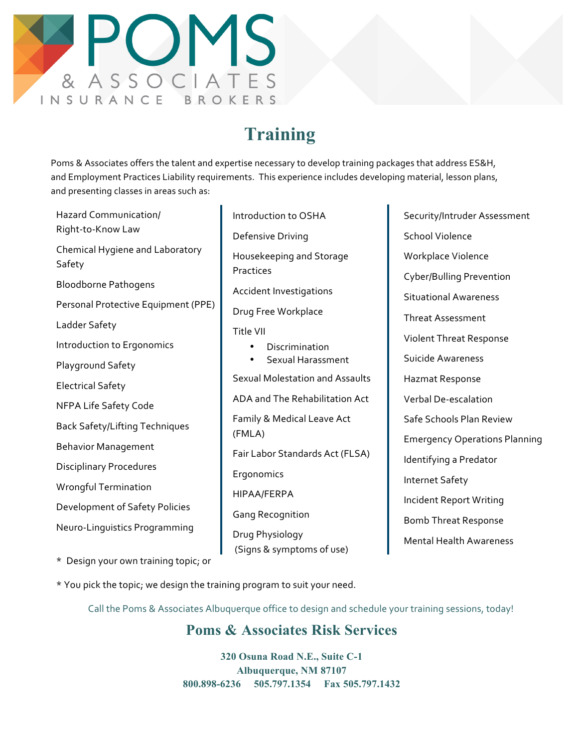POMS & ASSOCIATES INSURANCE BROKERS

# Training

Poms & Associates offers the talent and expertise necessary to develop training packages that address ES&H, and Employment Practices Liability requirements. This experience includes developing material, lesson plans, and presenting classes in areas such as:

- Hazard Communication/ Right-to-Know Law
- Chemical Hygiene and Laboratory Safety
- Bloodborne Pathogens
- Personal Protective Equipment (PPE)
- Ladder Safety
- Introduction to Ergonomics
- Playground Safety
- Electrical Safety
- NFPA Life Safety Code
- Back Safety/Lifting Techniques
- Behavior Management
- Disciplinary Procedures
- Wrongful Termination
- Development of Safety Policies
- Neuro-Linguistics Programming

- Introduction to OSHA
- Defensive Driving
- Housekeeping and Storage Practices
- Accident Investigations
- Drug Free Workplace
- Title VII
  - Discrimination
  - Sexual Harassment
- Sexual Molestation and Assaults
- ADA and The Rehabilitation Act
- Family & Medical Leave Act (FMLA)
- Fair Labor Standards Act (FLSA)
- Ergonomics
- HIPAA/FERPA
- Gang Recognition
- Drug Physiology (Signs & symptoms of use)

- Security/Intruder Assessment
- School Violence
- Workplace Violence
- Cyber/Bulling Prevention
- Situational Awareness
- Threat Assessment
- Violent Threat Response
- Suicide Awareness
- Hazmat Response
- Verbal De-escalation
- Safe Schools Plan Review
- Emergency Operations Planning
- Identifying a Predator
- Internet Safety
- Incident Report Writing
- Bomb Threat Response
- Mental Health Awareness

\* Design your own training topic; or

\* You pick the topic; we design the training program to suit your need.

Call the Poms & Associates Albuquerque office to design and schedule your training sessions, today!

## Poms & Associates Risk Services

**320 Osuna Road N.E., Suite C-1**
**Albuquerque, NM 87107**
**800.898-6236 505.797.1354 Fax 505.797.1432**